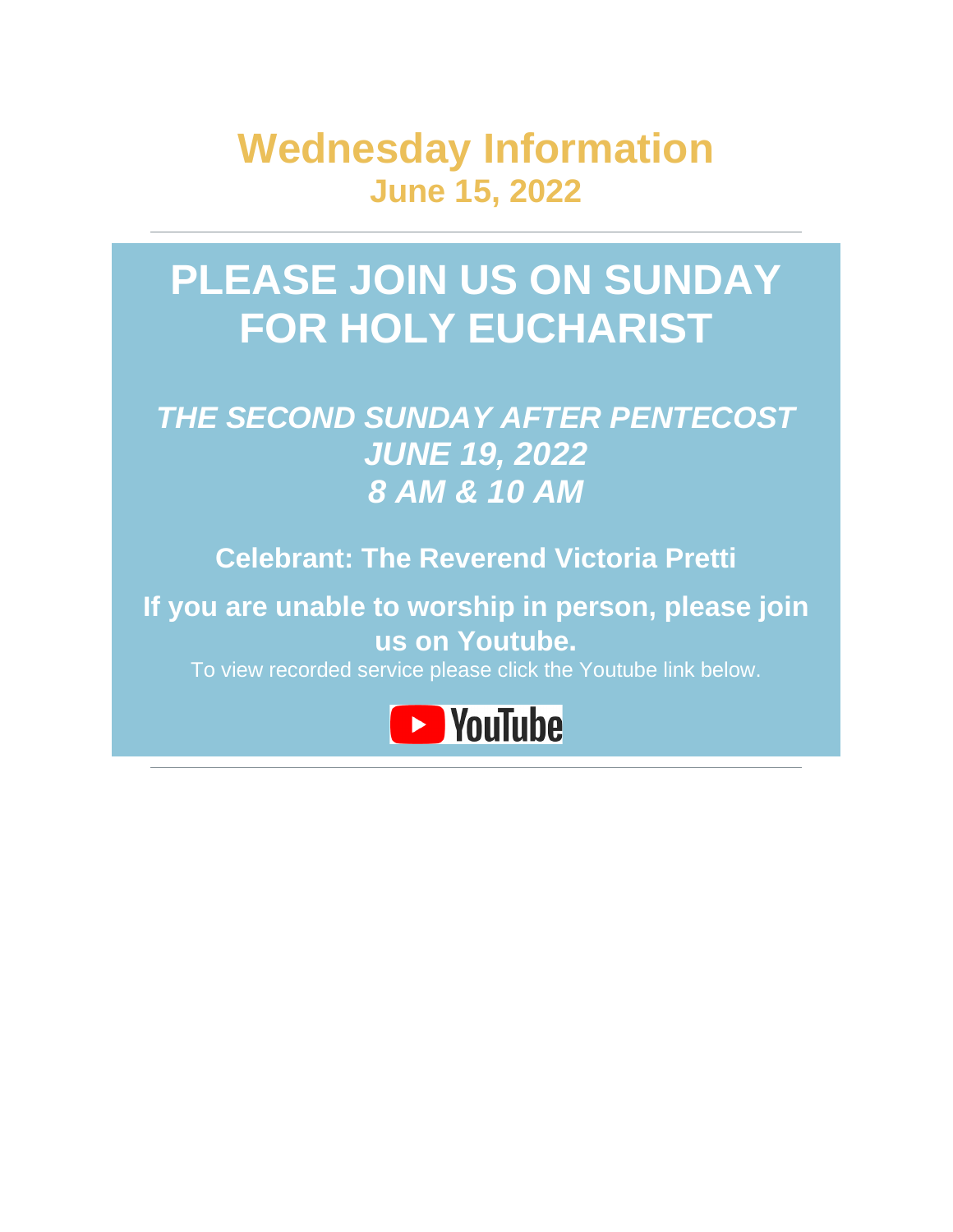# Wednesday Information

## June 15, 2022

---

# PLEASE JOIN US ON SUNDAY FOR HOLY EUCHARIST

***THE SECOND SUNDAY AFTER PENTECOST***
***JUNE 19, 2022***
***8 AM & 10 AM***

**Celebrant: The Reverend Victoria Pretti**

**If you are unable to worship in person, please join us on Youtube.**

To view recorded service please click the Youtube link below.

YouTube

---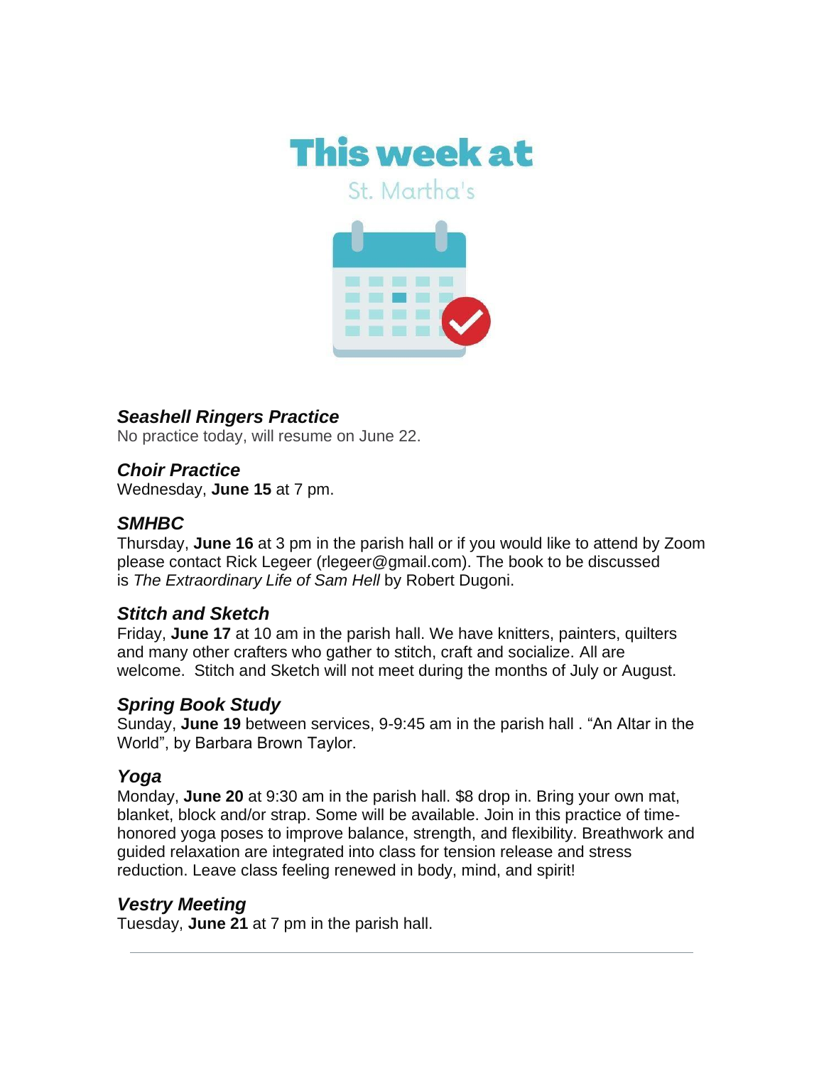# This week at

St. Martha's

### *Seashell Ringers Practice*

No practice today, will resume on June 22.

### *Choir Practice*

Wednesday, **June 15** at 7 pm.

### *SMHBC*

Thursday, **June 16** at 3 pm in the parish hall or if you would like to attend by Zoom please contact Rick Legeer (rlegeer@gmail.com). The book to be discussed is *The Extraordinary Life of Sam Hell* by Robert Dugoni.

### *Stitch and Sketch*

Friday, **June 17** at 10 am in the parish hall. We have knitters, painters, quilters and many other crafters who gather to stitch, craft and socialize. All are welcome. Stitch and Sketch will not meet during the months of July or August.

### *Spring Book Study*

Sunday, **June 19** between services, 9-9:45 am in the parish hall . "An Altar in the World", by Barbara Brown Taylor.

### *Yoga*

Monday, **June 20** at 9:30 am in the parish hall. $8 drop in. Bring your own mat, blanket, block and/or strap. Some will be available. Join in this practice of time-honored yoga poses to improve balance, strength, and flexibility. Breathwork and guided relaxation are integrated into class for tension release and stress reduction. Leave class feeling renewed in body, mind, and spirit!

### *Vestry Meeting*

Tuesday, **June 21** at 7 pm in the parish hall.

---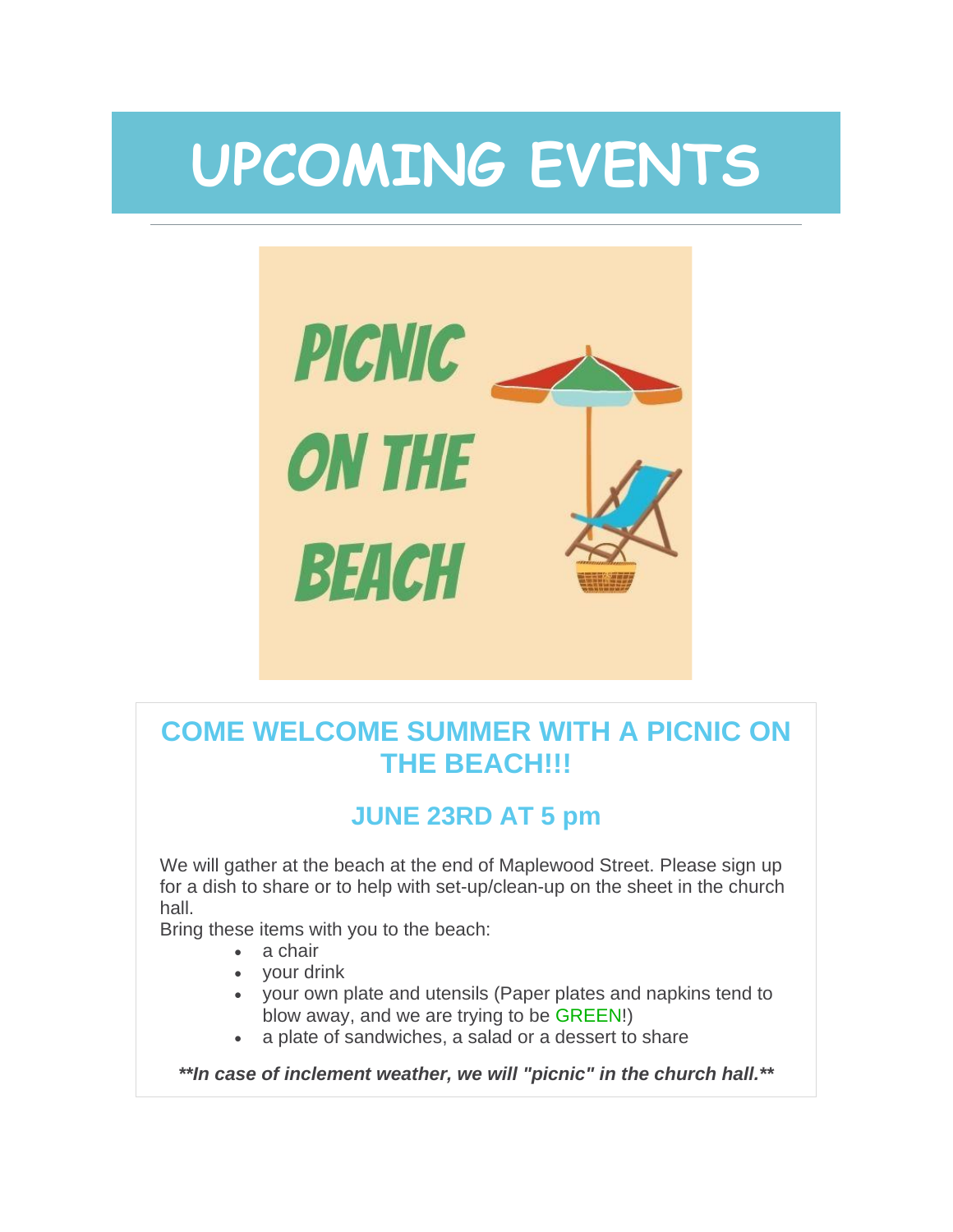# UPCOMING EVENTS

---

PICNIC ON THE BEACH

## COME WELCOME SUMMER WITH A PICNIC ON THE BEACH!!!

### JUNE 23RD AT 5 pm

We will gather at the beach at the end of Maplewood Street. Please sign up for a dish to share or to help with set-up/clean-up on the sheet in the church hall.

Bring these items with you to the beach:

- a chair
- your drink
- your own plate and utensils (Paper plates and napkins tend to blow away, and we are trying to be GREEN!)
- a plate of sandwiches, a salad or a dessert to share

***\*\*In case of inclement weather, we will "picnic" in the church hall.\*\****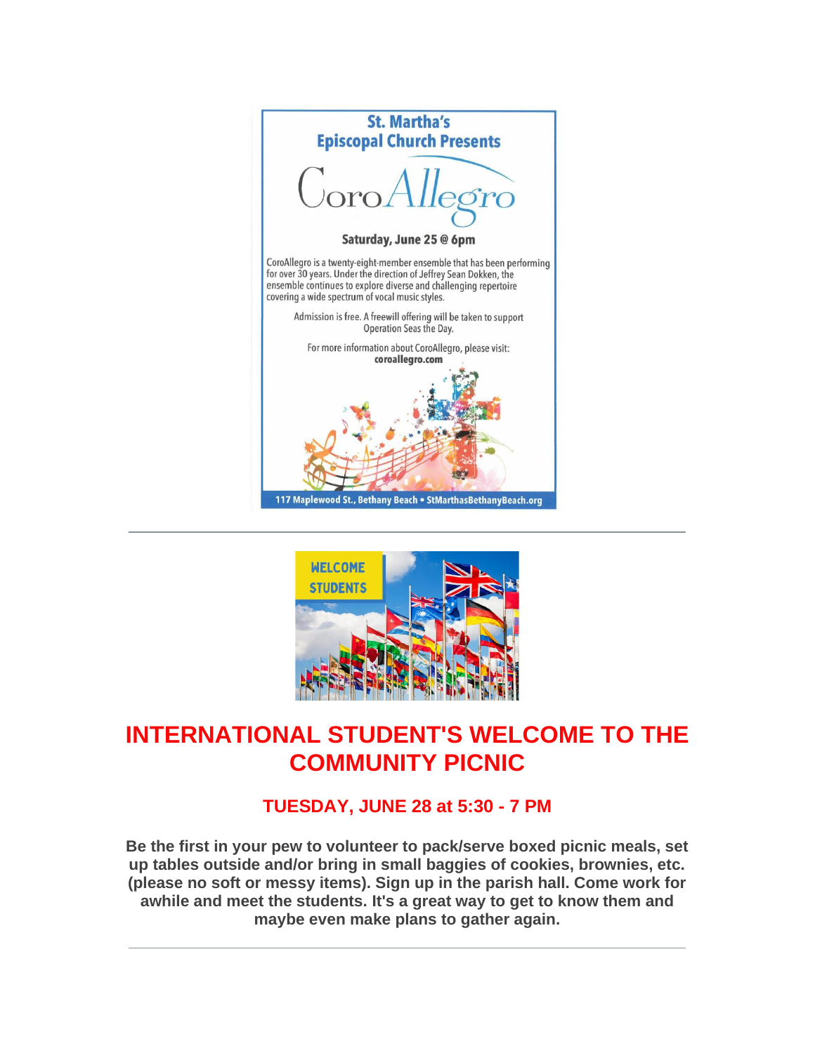St. Martha's Episcopal Church Presents

CoroAllegro

**Saturday, June 25 @ 6pm**

CoroAllegro is a twenty-eight-member ensemble that has been performing for over 30 years. Under the direction of Jeffrey Sean Dokken, the ensemble continues to explore diverse and challenging repertoire covering a wide spectrum of vocal music styles.

Admission is free. A freewill offering will be taken to support Operation Seas the Day.

For more information about CoroAllegro, please visit:
**coroallegro.com**

117 Maplewood St., Bethany Beach • StMarthasBethanyBeach.org

---

WELCOME STUDENTS

# INTERNATIONAL STUDENT'S WELCOME TO THE COMMUNITY PICNIC

### TUESDAY, JUNE 28 at 5:30 - 7 PM

**Be the first in your pew to volunteer to pack/serve boxed picnic meals, set up tables outside and/or bring in small baggies of cookies, brownies, etc. (please no soft or messy items). Sign up in the parish hall. Come work for awhile and meet the students. It's a great way to get to know them and maybe even make plans to gather again.**

---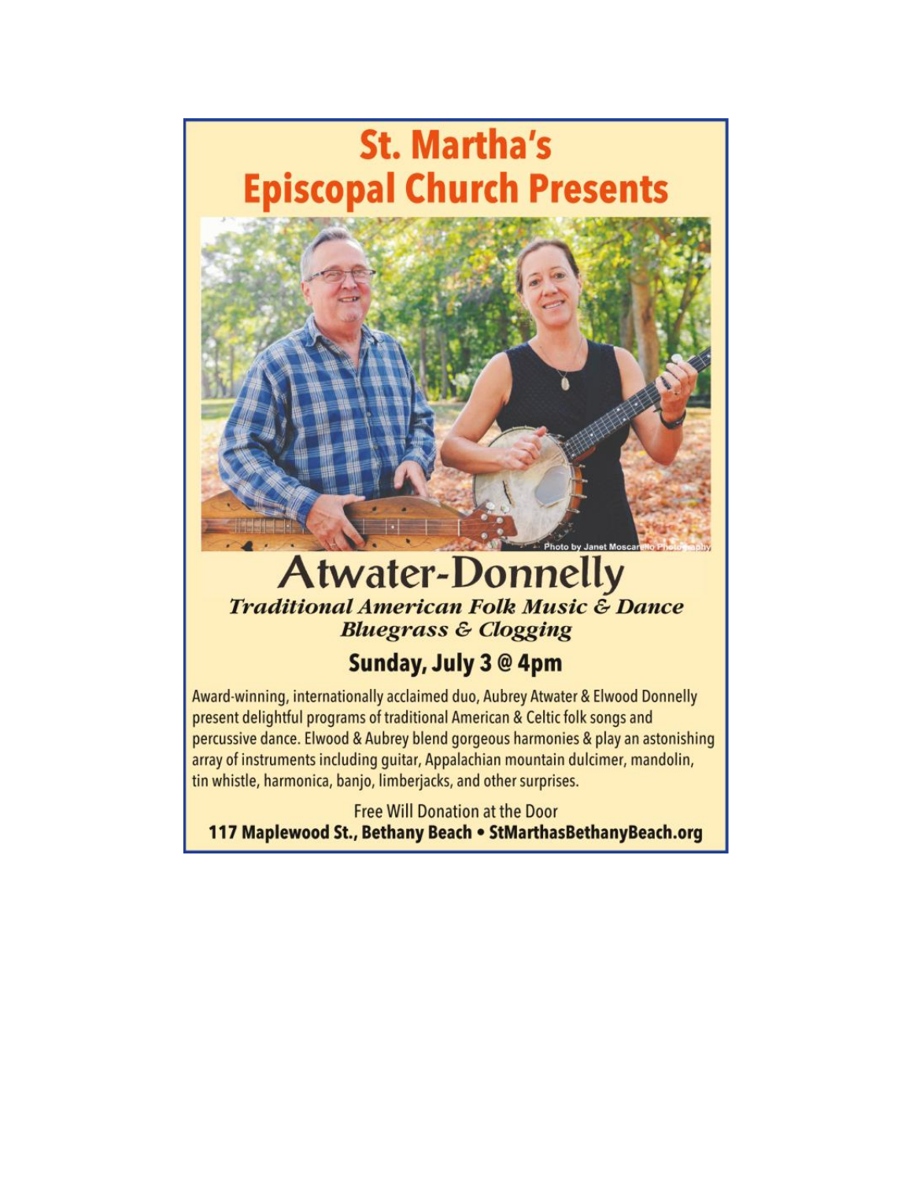# St. Martha's Episcopal Church Presents

Photo by Janet Moscarello Photography

# Atwater-Donnelly

***Traditional American Folk Music & Dance***

***Bluegrass & Clogging***

## Sunday, July 3 @ 4pm

Award-winning, internationally acclaimed duo, Aubrey Atwater & Elwood Donnelly present delightful programs of traditional American & Celtic folk songs and percussive dance. Elwood & Aubrey blend gorgeous harmonies & play an astonishing array of instruments including guitar, Appalachian mountain dulcimer, mandolin, tin whistle, harmonica, banjo, limberjacks, and other surprises.

Free Will Donation at the Door

**117 Maplewood St., Bethany Beach • StMarthasBethanyBeach.org**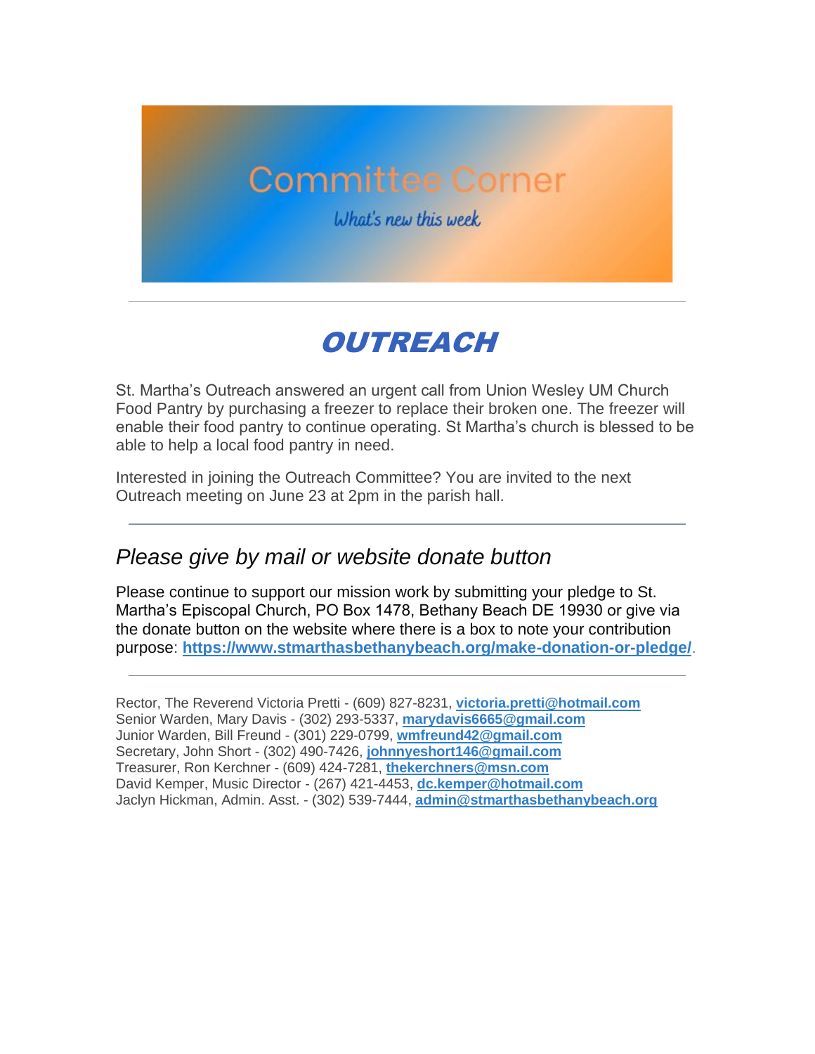Committee Corner

*What's new this week*

---

# *OUTREACH*

St. Martha's Outreach answered an urgent call from Union Wesley UM Church Food Pantry by purchasing a freezer to replace their broken one. The freezer will enable their food pantry to continue operating. St Martha's church is blessed to be able to help a local food pantry in need.

Interested in joining the Outreach Committee? You are invited to the next Outreach meeting on June 23 at 2pm in the parish hall.

---

## *Please give by mail or website donate button*

Please continue to support our mission work by submitting your pledge to St. Martha's Episcopal Church, PO Box 1478, Bethany Beach DE 19930 or give via the donate button on the website where there is a box to note your contribution purpose: **https://www.stmarthasbethanybeach.org/make-donation-or-pledge/**.

---

Rector, The Reverend Victoria Pretti - (609) 827-8231, **victoria.pretti@hotmail.com**
Senior Warden, Mary Davis - (302) 293-5337, **marydavis6665@gmail.com**
Junior Warden, Bill Freund - (301) 229-0799, **wmfreund42@gmail.com**
Secretary, John Short - (302) 490-7426, **johnnyeshort146@gmail.com**
Treasurer, Ron Kerchner - (609) 424-7281, **thekerchners@msn.com**
David Kemper, Music Director - (267) 421-4453, **dc.kemper@hotmail.com**
Jaclyn Hickman, Admin. Asst. - (302) 539-7444, **admin@stmarthasbethanybeach.org**